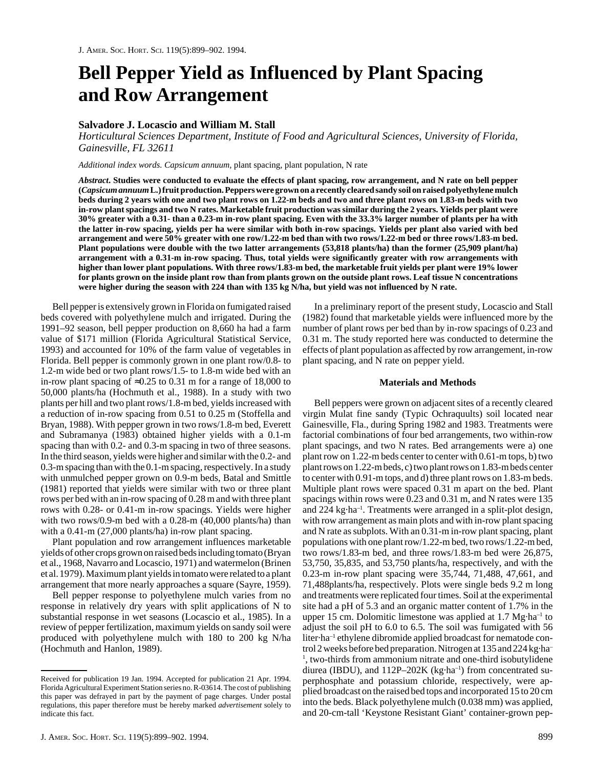# Bell Pepper Yield as Influenced by Plant Spacing and Row Arrangement

**Salvadore J. Locascio and William M. Stall**

*Horticultural Sciences Department, Institute of Food and Agricultural Sciences, University of Florida, Gainesville, FL 32611*

*Additional index words. Capsicum annuum,* plant spacing, plant population, N rate

***Abstract.*** **Studies were conducted to evaluate the effects of plant spacing, row arrangement, and N rate on bell pepper (*Capsicum annuum* L.) fruit production. Peppers were grown on a recently cleared sandy soil on raised polyethylene mulch beds during 2 years with one and two plant rows on 1.22-m beds and two and three plant rows on 1.83-m beds with two in-row plant spacings and two N rates. Marketable fruit production was similar during the 2 years. Yields per plant were 30% greater with a 0.31- than a 0.23-m in-row plant spacing. Even with the 33.3% larger number of plants per ha with the latter in-row spacing, yields per ha were similar with both in-row spacings. Yields per plant also varied with bed arrangement and were 50% greater with one row/1.22-m bed than with two rows/1.22-m bed or three rows/1.83-m bed. Plant populations were double with the two latter arrangements (53,818 plants/ha) than the former (25,909 plant/ha) arrangement with a 0.31-m in-row spacing. Thus, total yields were significantly greater with row arrangements with higher than lower plant populations. With three rows/1.83-m bed, the marketable fruit yields per plant were 19% lower for plants grown on the inside plant row than from plants grown on the outside plant rows. Leaf tissue N concentrations were higher during the season with 224 than with 135 kg N/ha, but yield was not influenced by N rate.**

Bell pepper is extensively grown in Florida on fumigated raised beds covered with polyethylene mulch and irrigated. During the 1991–92 season, bell pepper production on 8,660 ha had a farm value of $171 million (Florida Agricultural Statistical Service, 1993) and accounted for 10% of the farm value of vegetables in Florida. Bell pepper is commonly grown in one plant row/0.8- to 1.2-m wide bed or two plant rows/1.5- to 1.8-m wide bed with an in-row plant spacing of ≈0.25 to 0.31 m for a range of 18,000 to 50,000 plants/ha (Hochmuth et al., 1988). In a study with two plants per hill and two plant rows/1.8-m bed, yields increased with a reduction of in-row spacing from 0.51 to 0.25 m (Stoffella and Bryan, 1988). With pepper grown in two rows/1.8-m bed, Everett and Subramanya (1983) obtained higher yields with a 0.1-m spacing than with 0.2- and 0.3-m spacing in two of three seasons. In the third season, yields were higher and similar with the 0.2- and 0.3-m spacing than with the 0.1-m spacing, respectively. In a study with unmulched pepper grown on 0.9-m beds, Batal and Smittle (1981) reported that yields were similar with two or three plant rows per bed with an in-row spacing of 0.28 m and with three plant rows with 0.28- or 0.41-m in-row spacings. Yields were higher with two rows/0.9-m bed with a 0.28-m (40,000 plants/ha) than with a 0.41-m (27,000 plants/ha) in-row plant spacing.

Plant population and row arrangement influences marketable yields of other crops grown on raised beds including tomato (Bryan et al., 1968, Navarro and Locascio, 1971) and watermelon (Brinen et al. 1979). Maximum plant yields in tomato were related to a plant arrangement that more nearly approaches a square (Sayre, 1959).

Bell pepper response to polyethylene mulch varies from no response in relatively dry years with split applications of N to substantial response in wet seasons (Locascio et al., 1985). In a review of pepper fertilization, maximum yields on sandy soil were produced with polyethylene mulch with 180 to 200 kg N/ha (Hochmuth and Hanlon, 1989).

In a preliminary report of the present study, Locascio and Stall (1982) found that marketable yields were influenced more by the number of plant rows per bed than by in-row spacings of 0.23 and 0.31 m. The study reported here was conducted to determine the effects of plant population as affected by row arrangement, in-row plant spacing, and N rate on pepper yield.

## Materials and Methods

Bell peppers were grown on adjacent sites of a recently cleared virgin Mulat fine sandy (Typic Ochraquults) soil located near Gainesville, Fla., during Spring 1982 and 1983. Treatments were factorial combinations of four bed arrangements, two within-row plant spacings, and two N rates. Bed arrangements were a) one plant row on 1.22-m beds center to center with 0.61-m tops, b) two plant rows on 1.22-m beds, c) two plant rows on 1.83-m beds center to center with 0.91-m tops, and d) three plant rows on 1.83-m beds. Multiple plant rows were spaced 0.31 m apart on the bed. Plant spacings within rows were 0.23 and 0.31 m, and N rates were 135 and 224 kg·ha$^{-1}$. Treatments were arranged in a split-plot design, with row arrangement as main plots and with in-row plant spacing and N rate as subplots. With an 0.31-m in-row plant spacing, plant populations with one plant row/1.22-m bed, two rows/1.22-m bed, two rows/1.83-m bed, and three rows/1.83-m bed were 26,875, 53,750, 35,835, and 53,750 plants/ha, respectively, and with the 0.23-m in-row plant spacing were 35,744, 71,488, 47,661, and 71,488plants/ha, respectively. Plots were single beds 9.2 m long and treatments were replicated four times. Soil at the experimental site had a pH of 5.3 and an organic matter content of 1.7% in the upper 15 cm. Dolomitic limestone was applied at 1.7 Mg·ha$^{-1}$ to adjust the soil pH to 6.0 to 6.5. The soil was fumigated with 56 liter·ha$^{-1}$ ethylene dibromide applied broadcast for nematode control 2 weeks before bed preparation. Nitrogen at 135 and 224 kg·ha$^{-1}$, two-thirds from ammonium nitrate and one-third isobutylidene diurea (IBDU), and 112P–202K (kg·ha$^{-1}$) from concentrated superphosphate and potassium chloride, respectively, were applied broadcast on the raised bed tops and incorporated 15 to 20 cm into the beds. Black polyethylene mulch (0.038 mm) was applied, and 20-cm-tall 'Keystone Resistant Giant' container-grown pep-

---

Received for publication 19 Jan. 1994. Accepted for publication 21 Apr. 1994. Florida Agricultural Experiment Station series no. R-03614. The cost of publishing this paper was defrayed in part by the payment of page charges. Under postal regulations, this paper therefore must be hereby marked *advertisement* solely to indicate this fact.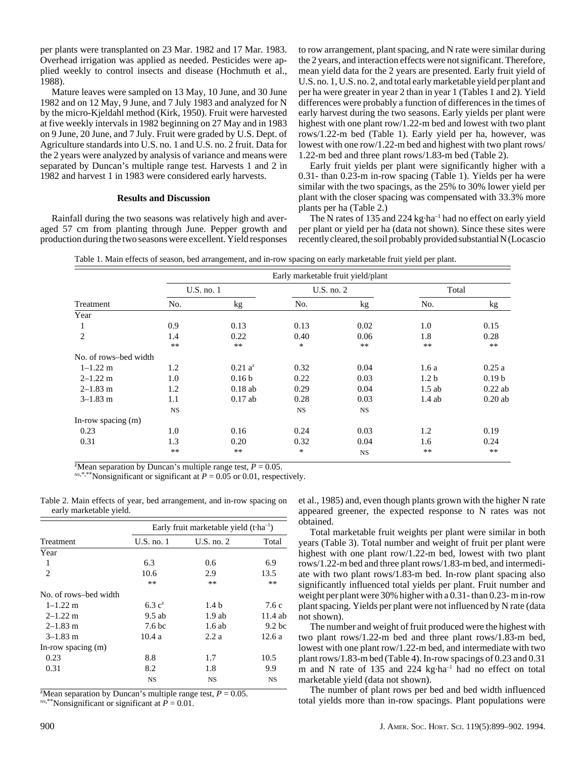per plants were transplanted on 23 Mar. 1982 and 17 Mar. 1983. Overhead irrigation was applied as needed. Pesticides were applied weekly to control insects and disease (Hochmuth et al., 1988).

Mature leaves were sampled on 13 May, 10 June, and 30 June 1982 and on 12 May, 9 June, and 7 July 1983 and analyzed for N by the micro-Kjeldahl method (Kirk, 1950). Fruit were harvested at five weekly intervals in 1982 beginning on 27 May and in 1983 on 9 June, 20 June, and 7 July. Fruit were graded by U.S. Dept. of Agriculture standards into U.S. no. 1 and U.S. no. 2 fruit. Data for the 2 years were analyzed by analysis of variance and means were separated by Duncan's multiple range test. Harvests 1 and 2 in 1982 and harvest 1 in 1983 were considered early harvests.

## Results and Discussion

Rainfall during the two seasons was relatively high and averaged 57 cm from planting through June. Pepper growth and production during the two seasons were excellent. Yield responses to row arrangement, plant spacing, and N rate were similar during the 2 years, and interaction effects were not significant. Therefore, mean yield data for the 2 years are presented. Early fruit yield of U.S. no. 1, U.S. no. 2, and total early marketable yield per plant and per ha were greater in year 2 than in year 1 (Tables 1 and 2). Yield differences were probably a function of differences in the times of early harvest during the two seasons. Early yields per plant were highest with one plant row/1.22-m bed and lowest with two plant rows/1.22-m bed (Table 1). Early yield per ha, however, was lowest with one row/1.22-m bed and highest with two plant rows/1.22-m bed and three plant rows/1.83-m bed (Table 2).

Early fruit yields per plant were significantly higher with a 0.31- than 0.23-m in-row spacing (Table 1). Yields per ha were similar with the two spacings, as the 25% to 30% lower yield per plant with the closer spacing was compensated with 33.3% more plants per ha (Table 2.)

The N rates of 135 and 224 kg·ha$^{-1}$ had no effect on early yield per plant or yield per ha (data not shown). Since these sites were recently cleared, the soil probably provided substantial N (Locascio et al., 1985) and, even though plants grown with the higher N rate appeared greener, the expected response to N rates was not obtained.

Table 1. Main effects of season, bed arrangement, and in-row spacing on early marketable fruit yield per plant.

| | Early marketable fruit yield/plant | | | | | |
|---|---|---|---|---|---|---|
| | U.S. no. 1 | | U.S. no. 2 | | Total | |
| Treatment | No. | kg | No. | kg | No. | kg |
| Year | | | | | | |
| 1 | 0.9 | 0.13 | 0.13 | 0.02 | 1.0 | 0.15 |
| 2 | 1.4 | 0.22 | 0.40 | 0.06 | 1.8 | 0.28 |
| | ** | ** | * | ** | ** | ** |
| No. of rows–bed width | | | | | | |
| 1–1.22 m | 1.2 | 0.21 a[z] | 0.32 | 0.04 | 1.6 a | 0.25 a |
| 2–1.22 m | 1.0 | 0.16 b | 0.22 | 0.03 | 1.2 b | 0.19 b |
| 2–1.83 m | 1.2 | 0.18 ab | 0.29 | 0.04 | 1.5 ab | 0.22 ab |
| 3–1.83 m | 1.1 | 0.17 ab | 0.28 | 0.03 | 1.4 ab | 0.20 ab |
| | NS | | NS | NS | | |
| In-row spacing (m) | | | | | | |
| 0.23 | 1.0 | 0.16 | 0.24 | 0.03 | 1.2 | 0.19 |
| 0.31 | 1.3 | 0.20 | 0.32 | 0.04 | 1.6 | 0.24 |
| | ** | ** | * | NS | ** | ** |

[z]Mean separation by Duncan's multiple range test, $P = 0.05$.
NS,*,**Nonsignificant or significant at $P = 0.05$ or 0.01, respectively.

Table 2. Main effects of year, bed arrangement, and in-row spacing on early marketable yield.

| | Early fruit marketable yield (t·ha$^{-1}$) | | |
|---|---|---|---|
| Treatment | U.S. no. 1 | U.S. no. 2 | Total |
| Year | | | |
| 1 | 6.3 | 0.6 | 6.9 |
| 2 | 10.6 | 2.9 | 13.5 |
| | ** | ** | ** |
| No. of rows–bed width | | | |
| 1–1.22 m | 6.3 c[z] | 1.4 b | 7.6 c |
| 2–1.22 m | 9.5 ab | 1.9 ab | 11.4 ab |
| 2–1.83 m | 7.6 bc | 1.6 ab | 9.2 bc |
| 3–1.83 m | 10.4 a | 2.2 a | 12.6 a |
| In-row spacing (m) | | | |
| 0.23 | 8.8 | 1.7 | 10.5 |
| 0.31 | 8.2 | 1.8 | 9.9 |
| | NS | NS | NS |

[z]Mean separation by Duncan's multiple range test, $P = 0.05$.
NS,**Nonsignificant or significant at $P = 0.01$.

Total marketable fruit weights per plant were similar in both years (Table 3). Total number and weight of fruit per plant were highest with one plant row/1.22-m bed, lowest with two plant rows/1.22-m bed and three plant rows/1.83-m bed, and intermediate with two plant rows/1.83-m bed. In-row plant spacing also significantly influenced total yields per plant. Fruit number and weight per plant were 30% higher with a 0.31- than 0.23- m in-row plant spacing. Yields per plant were not influenced by N rate (data not shown).

The number and weight of fruit produced were the highest with two plant rows/1.22-m bed and three plant rows/1.83-m bed, lowest with one plant row/1.22-m bed, and intermediate with two plant rows/1.83-m bed (Table 4). In-row spacings of 0.23 and 0.31 m and N rate of 135 and 224 kg·ha$^{-1}$ had no effect on total marketable yield (data not shown).

The number of plant rows per bed and bed width influenced total yields more than in-row spacings. Plant populations were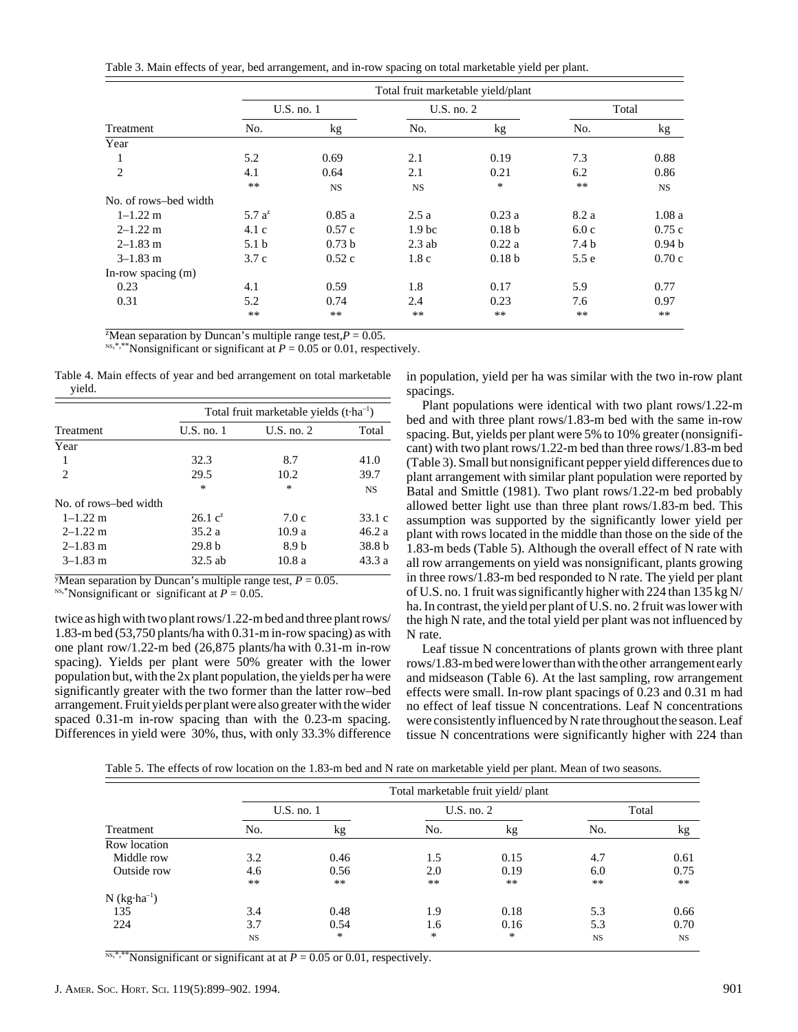Table 3. Main effects of year, bed arrangement, and in-row spacing on total marketable yield per plant.

| | Total fruit marketable yield/plant | | | | | |
|---|---|---|---|---|---|---|
| | U.S. no. 1 | | U.S. no. 2 | | Total | |
| Treatment | No. | kg | No. | kg | No. | kg |
| Year | | | | | | |
| 1 | 5.2 | 0.69 | 2.1 | 0.19 | 7.3 | 0.88 |
| 2 | 4.1 | 0.64 | 2.1 | 0.21 | 6.2 | 0.86 |
| | ** | NS | NS | * | ** | NS |
| No. of rows–bed width | | | | | | |
| 1–1.22 m | 5.7 a[z] | 0.85 a | 2.5 a | 0.23 a | 8.2 a | 1.08 a |
| 2–1.22 m | 4.1 c | 0.57 c | 1.9 bc | 0.18 b | 6.0 c | 0.75 c |
| 2–1.83 m | 5.1 b | 0.73 b | 2.3 ab | 0.22 a | 7.4 b | 0.94 b |
| 3–1.83 m | 3.7 c | 0.52 c | 1.8 c | 0.18 b | 5.5 e | 0.70 c |
| In-row spacing (m) | | | | | | |
| 0.23 | 4.1 | 0.59 | 1.8 | 0.17 | 5.9 | 0.77 |
| 0.31 | 5.2 | 0.74 | 2.4 | 0.23 | 7.6 | 0.97 |
| | ** | ** | ** | ** | ** | ** |

[z]Mean separation by Duncan's multiple range test, $P = 0.05$.
[NS,*,**]Nonsignificant or significant at $P = 0.05$ or 0.01, respectively.

Table 4. Main effects of year and bed arrangement on total marketable yield.

| | Total fruit marketable yields ($t \cdot ha^{-1}$) | | |
|---|---|---|---|
| Treatment | U.S. no. 1 | U.S. no. 2 | Total |
| Year | | | |
| 1 | 32.3 | 8.7 | 41.0 |
| 2 | 29.5 | 10.2 | 39.7 |
| | * | * | NS |
| No. of rows–bed width | | | |
| 1–1.22 m | 26.1 c[z] | 7.0 c | 33.1 c |
| 2–1.22 m | 35.2 a | 10.9 a | 46.2 a |
| 2–1.83 m | 29.8 b | 8.9 b | 38.8 b |
| 3–1.83 m | 32.5 ab | 10.8 a | 43.3 a |

[y]Mean separation by Duncan's multiple range test, $P = 0.05$.
[NS,*]Nonsignificant or significant at $P = 0.05$.

twice as high with two plant rows/1.22-m bed and three plant rows/1.83-m bed (53,750 plants/ha with 0.31-m in-row spacing) as with one plant row/1.22-m bed (26,875 plants/ha with 0.31-m in-row spacing). Yields per plant were 50% greater with the lower population but, with the 2x plant population, the yields per ha were significantly greater with the two former than the latter row–bed arrangement. Fruit yields per plant were also greater with the wider spaced 0.31-m in-row spacing than with the 0.23-m spacing. Differences in yield were 30%, thus, with only 33.3% difference in population, yield per ha was similar with the two in-row plant spacings.

Plant populations were identical with two plant rows/1.22-m bed and with three plant rows/1.83-m bed with the same in-row spacing. But, yields per plant were 5% to 10% greater (nonsignificant) with two plant rows/1.22-m bed than three rows/1.83-m bed (Table 3). Small but nonsignificant pepper yield differences due to plant arrangement with similar plant population were reported by Batal and Smittle (1981). Two plant rows/1.22-m bed probably allowed better light use than three plant rows/1.83-m bed. This assumption was supported by the significantly lower yield per plant with rows located in the middle than those on the side of the 1.83-m beds (Table 5). Although the overall effect of N rate with all row arrangements on yield was nonsignificant, plants growing in three rows/1.83-m bed responded to N rate. The yield per plant of U.S. no. 1 fruit was significantly higher with 224 than 135 kg N/ha. In contrast, the yield per plant of U.S. no. 2 fruit was lower with the high N rate, and the total yield per plant was not influenced by N rate.

Leaf tissue N concentrations of plants grown with three plant rows/1.83-m bed were lower than with the other arrangement early and midseason (Table 6). At the last sampling, row arrangement effects were small. In-row plant spacings of 0.23 and 0.31 m had no effect of leaf tissue N concentrations. Leaf N concentrations were consistently influenced by N rate throughout the season. Leaf tissue N concentrations were significantly higher with 224 than

Table 5. The effects of row location on the 1.83-m bed and N rate on marketable yield per plant. Mean of two seasons.

| | Total marketable fruit yield/ plant | | | | | |
|---|---|---|---|---|---|---|
| | U.S. no. 1 | | U.S. no. 2 | | Total | |
| Treatment | No. | kg | No. | kg | No. | kg |
| Row location | | | | | | |
| Middle row | 3.2 | 0.46 | 1.5 | 0.15 | 4.7 | 0.61 |
| Outside row | 4.6 | 0.56 | 2.0 | 0.19 | 6.0 | 0.75 |
| | ** | ** | ** | ** | ** | ** |
| N ($kg \cdot ha^{-1}$) | | | | | | |
| 135 | 3.4 | 0.48 | 1.9 | 0.18 | 5.3 | 0.66 |
| 224 | 3.7 | 0.54 | 1.6 | 0.16 | 5.3 | 0.70 |
| | NS | * | * | * | NS | NS |

[NS,*,**]Nonsignificant or significant at at $P = 0.05$ or 0.01, respectively.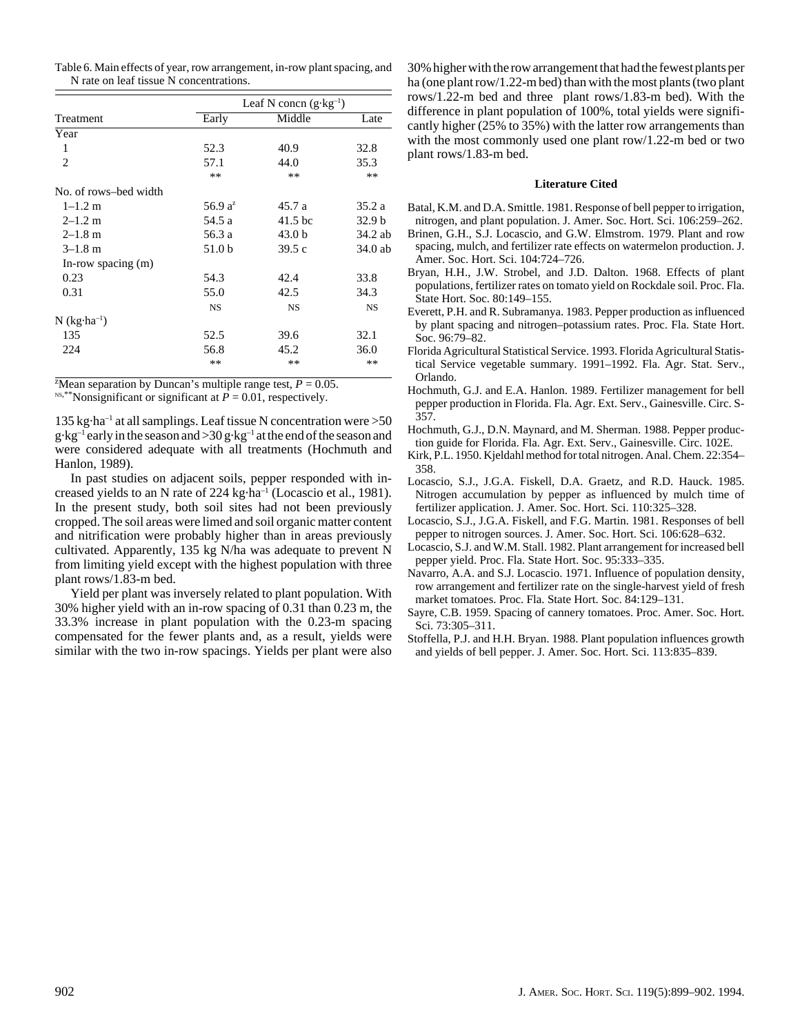Table 6. Main effects of year, row arrangement, in-row plant spacing, and N rate on leaf tissue N concentrations.

| Treatment | Leaf N concn ($g \cdot kg^{-1}$) | | |
|---|---|---|---|
| | Early | Middle | Late |
| Year | | | |
| 1 | 52.3 | 40.9 | 32.8 |
| 2 | 57.1 | 44.0 | 35.3 |
| | ** | ** | ** |
| No. of rows–bed width | | | |
| 1–1.2 m | 56.9 a[z] | 45.7 a | 35.2 a |
| 2–1.2 m | 54.5 a | 41.5 bc | 32.9 b |
| 2–1.8 m | 56.3 a | 43.0 b | 34.2 ab |
| 3–1.8 m | 51.0 b | 39.5 c | 34.0 ab |
| In-row spacing (m) | | | |
| 0.23 | 54.3 | 42.4 | 33.8 |
| 0.31 | 55.0 | 42.5 | 34.3 |
| | NS | NS | NS |
| N ($kg \cdot ha^{-1}$) | | | |
| 135 | 52.5 | 39.6 | 32.1 |
| 224 | 56.8 | 45.2 | 36.0 |
| | ** | ** | ** |

[z]Mean separation by Duncan's multiple range test, $P = 0.05$.

NS,**Nonsignificant or significant at $P = 0.01$, respectively.

135 $kg \cdot ha^{-1}$ at all samplings. Leaf tissue N concentration were >50 $g \cdot kg^{-1}$ early in the season and >30 $g \cdot kg^{-1}$ at the end of the season and were considered adequate with all treatments (Hochmuth and Hanlon, 1989).

In past studies on adjacent soils, pepper responded with increased yields to an N rate of 224 $kg \cdot ha^{-1}$ (Locascio et al., 1981). In the present study, both soil sites had not been previously cropped. The soil areas were limed and soil organic matter content and nitrification were probably higher than in areas previously cultivated. Apparently, 135 kg N/ha was adequate to prevent N from limiting yield except with the highest population with three plant rows/1.83-m bed.

Yield per plant was inversely related to plant population. With 30% higher yield with an in-row spacing of 0.31 than 0.23 m, the 33.3% increase in plant population with the 0.23-m spacing compensated for the fewer plants and, as a result, yields were similar with the two in-row spacings. Yields per plant were also 30% higher with the row arrangement that had the fewest plants per ha (one plant row/1.22-m bed) than with the most plants (two plant rows/1.22-m bed and three plant rows/1.83-m bed). With the difference in plant population of 100%, total yields were significantly higher (25% to 35%) with the latter row arrangements than with the most commonly used one plant row/1.22-m bed or two plant rows/1.83-m bed.

## Literature Cited

Batal, K.M. and D.A. Smittle. 1981. Response of bell pepper to irrigation, nitrogen, and plant population. J. Amer. Soc. Hort. Sci. 106:259–262.

Brinen, G.H., S.J. Locascio, and G.W. Elmstrom. 1979. Plant and row spacing, mulch, and fertilizer rate effects on watermelon production. J. Amer. Soc. Hort. Sci. 104:724–726.

Bryan, H.H., J.W. Strobel, and J.D. Dalton. 1968. Effects of plant populations, fertilizer rates on tomato yield on Rockdale soil. Proc. Fla. State Hort. Soc. 80:149–155.

Everett, P.H. and R. Subramanya. 1983. Pepper production as influenced by plant spacing and nitrogen–potassium rates. Proc. Fla. State Hort. Soc. 96:79–82.

Florida Agricultural Statistical Service. 1993. Florida Agricultural Statistical Service vegetable summary. 1991–1992. Fla. Agr. Stat. Serv., Orlando.

Hochmuth, G.J. and E.A. Hanlon. 1989. Fertilizer management for bell pepper production in Florida. Fla. Agr. Ext. Serv., Gainesville. Circ. S-357.

Hochmuth, G.J., D.N. Maynard, and M. Sherman. 1988. Pepper production guide for Florida. Fla. Agr. Ext. Serv., Gainesville. Circ. 102E.

Kirk, P.L. 1950. Kjeldahl method for total nitrogen. Anal. Chem. 22:354–358.

Locascio, S.J., J.G.A. Fiskell, D.A. Graetz, and R.D. Hauck. 1985. Nitrogen accumulation by pepper as influenced by mulch time of fertilizer application. J. Amer. Soc. Hort. Sci. 110:325–328.

Locascio, S.J., J.G.A. Fiskell, and F.G. Martin. 1981. Responses of bell pepper to nitrogen sources. J. Amer. Soc. Hort. Sci. 106:628–632.

Locascio, S.J. and W.M. Stall. 1982. Plant arrangement for increased bell pepper yield. Proc. Fla. State Hort. Soc. 95:333–335.

Navarro, A.A. and S.J. Locascio. 1971. Influence of population density, row arrangement and fertilizer rate on the single-harvest yield of fresh market tomatoes. Proc. Fla. State Hort. Soc. 84:129–131.

Sayre, C.B. 1959. Spacing of cannery tomatoes. Proc. Amer. Soc. Hort. Sci. 73:305–311.

Stoffella, P.J. and H.H. Bryan. 1988. Plant population influences growth and yields of bell pepper. J. Amer. Soc. Hort. Sci. 113:835–839.